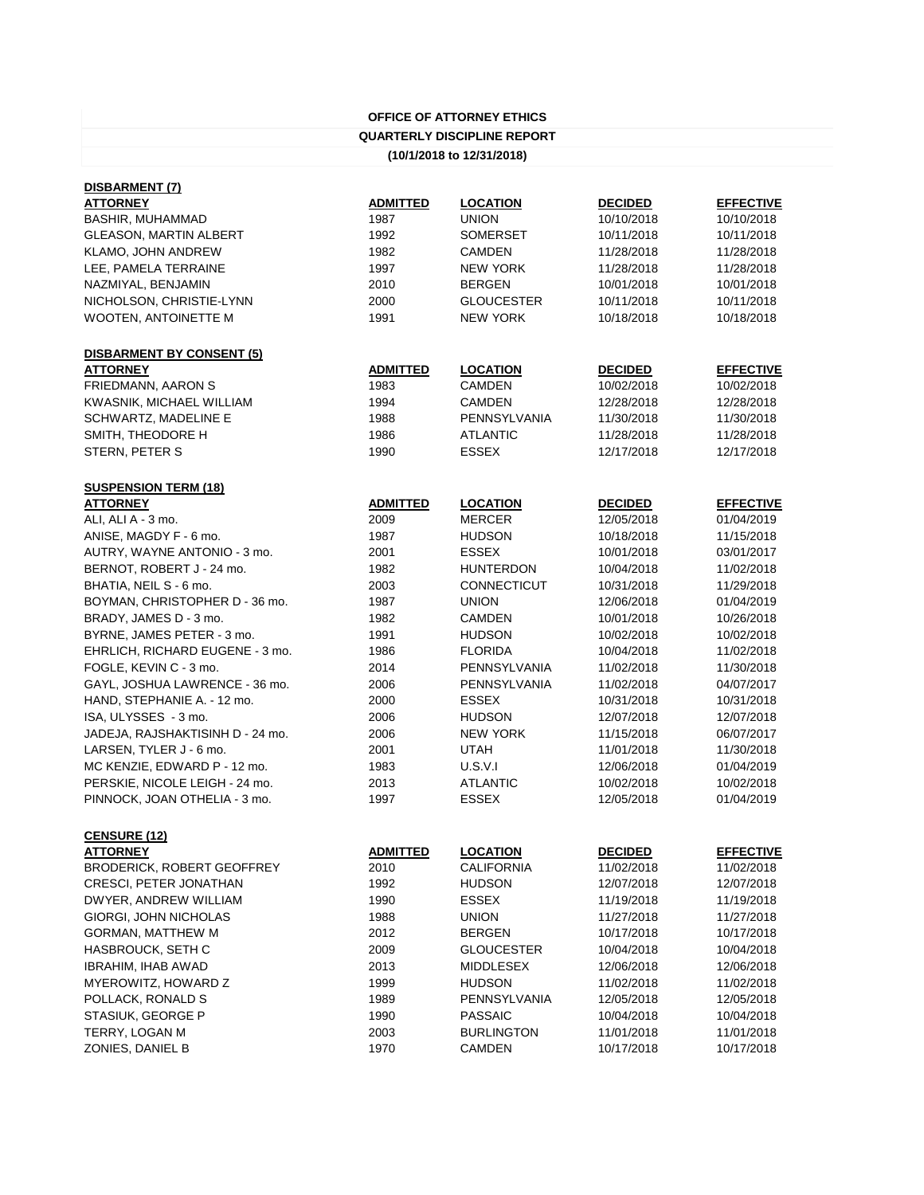# OFFICE OF ATTORNEY ETHICS

## QUARTERLY DISCIPLINE REPORT

**(10/1/2018 to 12/31/2018)**

### DISBARMENT (7)

| ATTORNEY | ADMITTED | LOCATION | DECIDED | EFFECTIVE |
|---|---|---|---|---|
| BASHIR, MUHAMMAD | 1987 | UNION | 10/10/2018 | 10/10/2018 |
| GLEASON, MARTIN ALBERT | 1992 | SOMERSET | 10/11/2018 | 10/11/2018 |
| KLAMO, JOHN ANDREW | 1982 | CAMDEN | 11/28/2018 | 11/28/2018 |
| LEE, PAMELA TERRAINE | 1997 | NEW YORK | 11/28/2018 | 11/28/2018 |
| NAZMIYAL, BENJAMIN | 2010 | BERGEN | 10/01/2018 | 10/01/2018 |
| NICHOLSON, CHRISTIE-LYNN | 2000 | GLOUCESTER | 10/11/2018 | 10/11/2018 |
| WOOTEN, ANTOINETTE M | 1991 | NEW YORK | 10/18/2018 | 10/18/2018 |

### DISBARMENT BY CONSENT (5)

| ATTORNEY | ADMITTED | LOCATION | DECIDED | EFFECTIVE |
|---|---|---|---|---|
| FRIEDMANN, AARON S | 1983 | CAMDEN | 10/02/2018 | 10/02/2018 |
| KWASNIK, MICHAEL WILLIAM | 1994 | CAMDEN | 12/28/2018 | 12/28/2018 |
| SCHWARTZ, MADELINE E | 1988 | PENNSYLVANIA | 11/30/2018 | 11/30/2018 |
| SMITH, THEODORE H | 1986 | ATLANTIC | 11/28/2018 | 11/28/2018 |
| STERN, PETER S | 1990 | ESSEX | 12/17/2018 | 12/17/2018 |

### SUSPENSION TERM (18)

| ATTORNEY | ADMITTED | LOCATION | DECIDED | EFFECTIVE |
|---|---|---|---|---|
| ALI, ALI A - 3 mo. | 2009 | MERCER | 12/05/2018 | 01/04/2019 |
| ANISE, MAGDY F - 6 mo. | 1987 | HUDSON | 10/18/2018 | 11/15/2018 |
| AUTRY, WAYNE ANTONIO - 3 mo. | 2001 | ESSEX | 10/01/2018 | 03/01/2017 |
| BERNOT, ROBERT J - 24 mo. | 1982 | HUNTERDON | 10/04/2018 | 11/02/2018 |
| BHATIA, NEIL S - 6 mo. | 2003 | CONNECTICUT | 10/31/2018 | 11/29/2018 |
| BOYMAN, CHRISTOPHER D - 36 mo. | 1987 | UNION | 12/06/2018 | 01/04/2019 |
| BRADY, JAMES D - 3 mo. | 1982 | CAMDEN | 10/01/2018 | 10/26/2018 |
| BYRNE, JAMES PETER - 3 mo. | 1991 | HUDSON | 10/02/2018 | 10/02/2018 |
| EHRLICH, RICHARD EUGENE - 3 mo. | 1986 | FLORIDA | 10/04/2018 | 11/02/2018 |
| FOGLE, KEVIN C - 3 mo. | 2014 | PENNSYLVANIA | 11/02/2018 | 11/30/2018 |
| GAYL, JOSHUA LAWRENCE - 36 mo. | 2006 | PENNSYLVANIA | 11/02/2018 | 04/07/2017 |
| HAND, STEPHANIE A. - 12 mo. | 2000 | ESSEX | 10/31/2018 | 10/31/2018 |
| ISA, ULYSSES - 3 mo. | 2006 | HUDSON | 12/07/2018 | 12/07/2018 |
| JADEJA, RAJSHAKTISINH D - 24 mo. | 2006 | NEW YORK | 11/15/2018 | 06/07/2017 |
| LARSEN, TYLER J - 6 mo. | 2001 | UTAH | 11/01/2018 | 11/30/2018 |
| MC KENZIE, EDWARD P - 12 mo. | 1983 | U.S.V.I | 12/06/2018 | 01/04/2019 |
| PERSKIE, NICOLE LEIGH - 24 mo. | 2013 | ATLANTIC | 10/02/2018 | 10/02/2018 |
| PINNOCK, JOAN OTHELIA - 3 mo. | 1997 | ESSEX | 12/05/2018 | 01/04/2019 |

### CENSURE (12)

| ATTORNEY | ADMITTED | LOCATION | DECIDED | EFFECTIVE |
|---|---|---|---|---|
| BRODERICK, ROBERT GEOFFREY | 2010 | CALIFORNIA | 11/02/2018 | 11/02/2018 |
| CRESCI, PETER JONATHAN | 1992 | HUDSON | 12/07/2018 | 12/07/2018 |
| DWYER, ANDREW WILLIAM | 1990 | ESSEX | 11/19/2018 | 11/19/2018 |
| GIORGI, JOHN NICHOLAS | 1988 | UNION | 11/27/2018 | 11/27/2018 |
| GORMAN, MATTHEW M | 2012 | BERGEN | 10/17/2018 | 10/17/2018 |
| HASBROUCK, SETH C | 2009 | GLOUCESTER | 10/04/2018 | 10/04/2018 |
| IBRAHIM, IHAB AWAD | 2013 | MIDDLESEX | 12/06/2018 | 12/06/2018 |
| MYEROWITZ, HOWARD Z | 1999 | HUDSON | 11/02/2018 | 11/02/2018 |
| POLLACK, RONALD S | 1989 | PENNSYLVANIA | 12/05/2018 | 12/05/2018 |
| STASIUK, GEORGE P | 1990 | PASSAIC | 10/04/2018 | 10/04/2018 |
| TERRY, LOGAN M | 2003 | BURLINGTON | 11/01/2018 | 11/01/2018 |
| ZONIES, DANIEL B | 1970 | CAMDEN | 10/17/2018 | 10/17/2018 |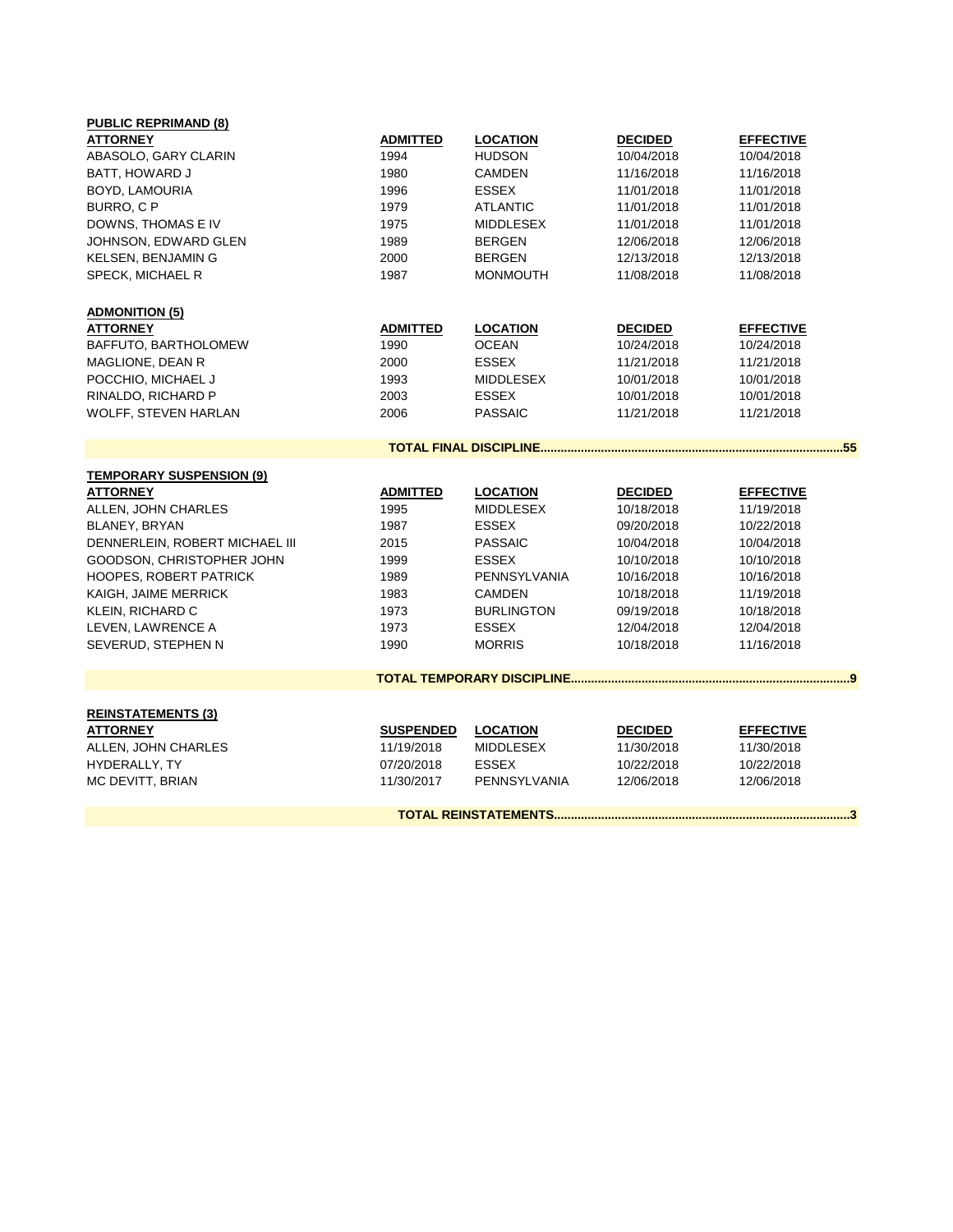**PUBLIC REPRIMAND (8)**

| ATTORNEY | ADMITTED | LOCATION | DECIDED | EFFECTIVE |
|---|---|---|---|---|
| ABASOLO, GARY CLARIN | 1994 | HUDSON | 10/04/2018 | 10/04/2018 |
| BATT, HOWARD J | 1980 | CAMDEN | 11/16/2018 | 11/16/2018 |
| BOYD, LAMOURIA | 1996 | ESSEX | 11/01/2018 | 11/01/2018 |
| BURRO, C P | 1979 | ATLANTIC | 11/01/2018 | 11/01/2018 |
| DOWNS, THOMAS E IV | 1975 | MIDDLESEX | 11/01/2018 | 11/01/2018 |
| JOHNSON, EDWARD GLEN | 1989 | BERGEN | 12/06/2018 | 12/06/2018 |
| KELSEN, BENJAMIN G | 2000 | BERGEN | 12/13/2018 | 12/13/2018 |
| SPECK, MICHAEL R | 1987 | MONMOUTH | 11/08/2018 | 11/08/2018 |

**ADMONITION (5)**

| ATTORNEY | ADMITTED | LOCATION | DECIDED | EFFECTIVE |
|---|---|---|---|---|
| BAFFUTO, BARTHOLOMEW | 1990 | OCEAN | 10/24/2018 | 10/24/2018 |
| MAGLIONE, DEAN R | 2000 | ESSEX | 11/21/2018 | 11/21/2018 |
| POCCHIO, MICHAEL J | 1993 | MIDDLESEX | 10/01/2018 | 10/01/2018 |
| RINALDO, RICHARD P | 2003 | ESSEX | 10/01/2018 | 10/01/2018 |
| WOLFF, STEVEN HARLAN | 2006 | PASSAIC | 11/21/2018 | 11/21/2018 |

**TOTAL FINAL DISCIPLINE.......................................................................................55**

**TEMPORARY SUSPENSION (9)**

| ATTORNEY | ADMITTED | LOCATION | DECIDED | EFFECTIVE |
|---|---|---|---|---|
| ALLEN, JOHN CHARLES | 1995 | MIDDLESEX | 10/18/2018 | 11/19/2018 |
| BLANEY, BRYAN | 1987 | ESSEX | 09/20/2018 | 10/22/2018 |
| DENNERLEIN, ROBERT MICHAEL III | 2015 | PASSAIC | 10/04/2018 | 10/04/2018 |
| GOODSON, CHRISTOPHER JOHN | 1999 | ESSEX | 10/10/2018 | 10/10/2018 |
| HOOPES, ROBERT PATRICK | 1989 | PENNSYLVANIA | 10/16/2018 | 10/16/2018 |
| KAIGH, JAIME MERRICK | 1983 | CAMDEN | 10/18/2018 | 11/19/2018 |
| KLEIN, RICHARD C | 1973 | BURLINGTON | 09/19/2018 | 10/18/2018 |
| LEVEN, LAWRENCE A | 1973 | ESSEX | 12/04/2018 | 12/04/2018 |
| SEVERUD, STEPHEN N | 1990 | MORRIS | 10/18/2018 | 11/16/2018 |

**TOTAL TEMPORARY DISCIPLINE................................................................................9**

**REINSTATEMENTS (3)**

| ATTORNEY | SUSPENDED | LOCATION | DECIDED | EFFECTIVE |
|---|---|---|---|---|
| ALLEN, JOHN CHARLES | 11/19/2018 | MIDDLESEX | 11/30/2018 | 11/30/2018 |
| HYDERALLY, TY | 07/20/2018 | ESSEX | 10/22/2018 | 10/22/2018 |
| MC DEVITT, BRIAN | 11/30/2017 | PENNSYLVANIA | 12/06/2018 | 12/06/2018 |

**TOTAL REINSTATEMENTS......................................................................................3**